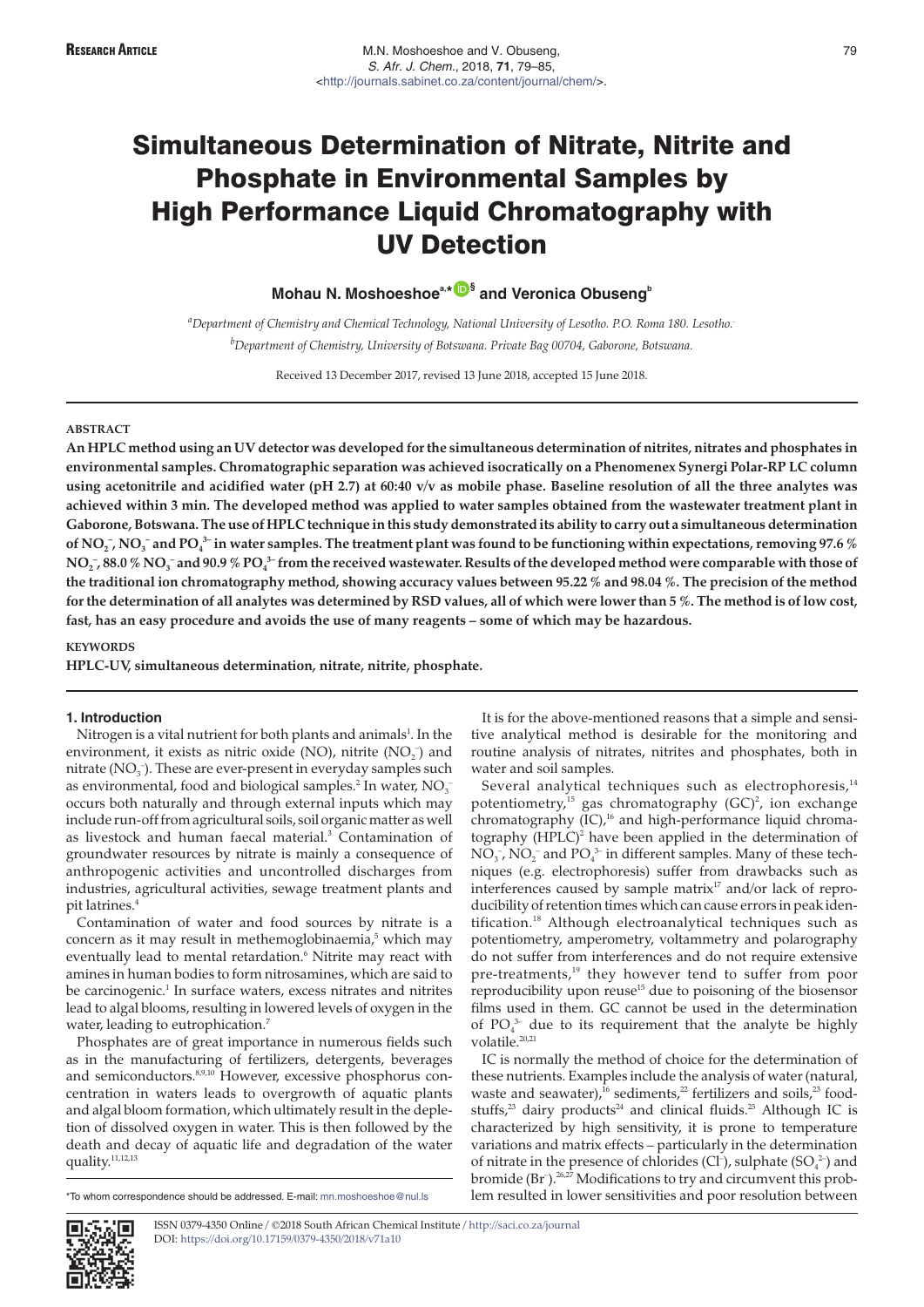# Simultaneous Determination of Nitrate, Nitrite and Phosphate in Environmental Samples by High Performance Liquid Chromatography with UV Detection

**Mohau N. Moshoeshoe[a,*,§] and Veronica Obuseng[b]**

[a]*Department of Chemistry and Chemical Technology, National University of Lesotho. P.O. Roma 180. Lesotho.*

[b]*Department of Chemistry, University of Botswana. Private Bag 00704, Gaborone, Botswana.*

Received 13 December 2017, revised 13 June 2018, accepted 15 June 2018.

## ABSTRACT

**An HPLC method using an UV detector was developed for the simultaneous determination of nitrites, nitrates and phosphates in environmental samples. Chromatographic separation was achieved isocratically on a Phenomenex Synergi Polar-RP LC column using acetonitrile and acidified water (pH 2.7) at 60:40 v/v as mobile phase. Baseline resolution of all the three analytes was achieved within 3 min. The developed method was applied to water samples obtained from the wastewater treatment plant in Gaborone, Botswana. The use of HPLC technique in this study demonstrated its ability to carry out a simultaneous determination of $NO_2^-$, $NO_3^-$ and $PO_4^{3-}$ in water samples. The treatment plant was found to be functioning within expectations, removing 97.6 % $NO_2^-$, 88.0 % $NO_3^-$ and 90.9 % $PO_4^{3-}$ from the received wastewater. Results of the developed method were comparable with those of the traditional ion chromatography method, showing accuracy values between 95.22 % and 98.04 %. The precision of the method for the determination of all analytes was determined by RSD values, all of which were lower than 5 %. The method is of low cost, fast, has an easy procedure and avoids the use of many reagents – some of which may be hazardous.**

## KEYWORDS

**HPLC-UV, simultaneous determination, nitrate, nitrite, phosphate.**

## 1. Introduction

Nitrogen is a vital nutrient for both plants and animals[1]. In the environment, it exists as nitric oxide (NO), nitrite ($NO_2^-$) and nitrate ($NO_3^-$). These are ever-present in everyday samples such as environmental, food and biological samples.[2] In water, $NO_3^-$ occurs both naturally and through external inputs which may include run-off from agricultural soils, soil organic matter as well as livestock and human faecal material.[3] Contamination of groundwater resources by nitrate is mainly a consequence of anthropogenic activities and uncontrolled discharges from industries, agricultural activities, sewage treatment plants and pit latrines.[4]

Contamination of water and food sources by nitrate is a concern as it may result in methemoglobinaemia,[5] which may eventually lead to mental retardation.[6] Nitrite may react with amines in human bodies to form nitrosamines, which are said to be carcinogenic.[1] In surface waters, excess nitrates and nitrites lead to algal blooms, resulting in lowered levels of oxygen in the water, leading to eutrophication.[7]

Phosphates are of great importance in numerous fields such as in the manufacturing of fertilizers, detergents, beverages and semiconductors.[8,9,10] However, excessive phosphorus concentration in waters leads to overgrowth of aquatic plants and algal bloom formation, which ultimately result in the depletion of dissolved oxygen in water. This is then followed by the death and decay of aquatic life and degradation of the water quality.[11,12,13]

It is for the above-mentioned reasons that a simple and sensitive analytical method is desirable for the monitoring and routine analysis of nitrates, nitrites and phosphates, both in water and soil samples.

Several analytical techniques such as electrophoresis,[14] potentiometry,[15] gas chromatography (GC)[2], ion exchange chromatography (IC),[16] and high-performance liquid chromatography (HPLC)[2] have been applied in the determination of $NO_3^-$, $NO_2^-$ and $PO_4^{3-}$ in different samples. Many of these techniques (e.g. electrophoresis) suffer from drawbacks such as interferences caused by sample matrix[17] and/or lack of reproducibility of retention times which can cause errors in peak identification.[18] Although electroanalytical techniques such as potentiometry, amperometry, voltammetry and polarography do not suffer from interferences and do not require extensive pre-treatments,[19] they however tend to suffer from poor reproducibility upon reuse[15] due to poisoning of the biosensor films used in them. GC cannot be used in the determination of $PO_4^{3-}$ due to its requirement that the analyte be highly volatile.[20,21]

IC is normally the method of choice for the determination of these nutrients. Examples include the analysis of water (natural, waste and seawater),[16] sediments,[22] fertilizers and soils,[23] foodstuffs,[23] dairy products[24] and clinical fluids.[25] Although IC is characterized by high sensitivity, it is prone to temperature variations and matrix effects – particularly in the determination of nitrate in the presence of chlorides ($Cl^-$), sulphate ($SO_4^{2-}$) and bromide ($Br^-$).[26,27] Modifications to try and circumvent this problem resulted in lower sensitivities and poor resolution between

*To whom correspondence should be addressed. E-mail: mn.moshoeshoe@nul.ls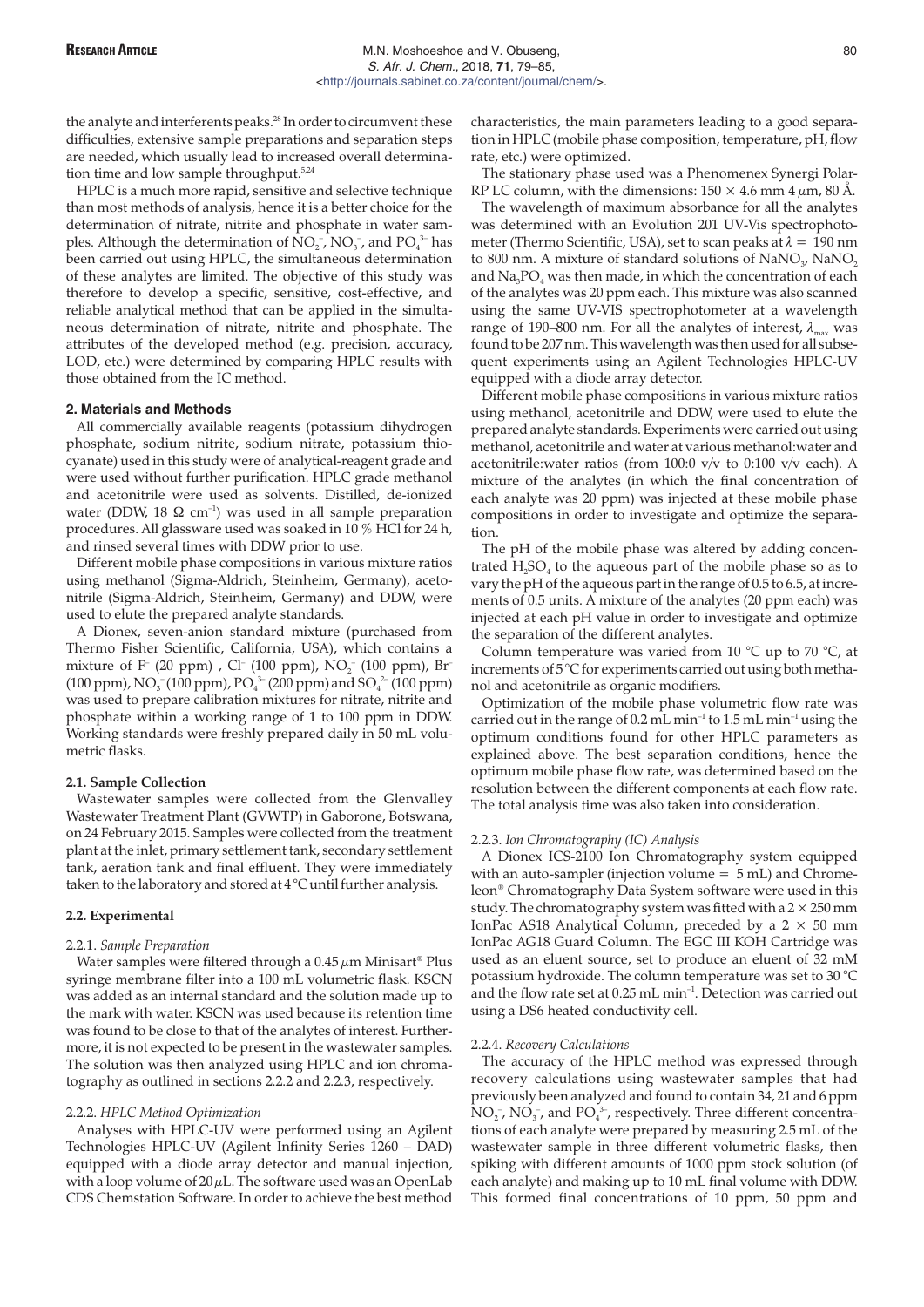the analyte and interferents peaks.[28] In order to circumvent these difficulties, extensive sample preparations and separation steps are needed, which usually lead to increased overall determination time and low sample throughput.[5,24]

HPLC is a much more rapid, sensitive and selective technique than most methods of analysis, hence it is a better choice for the determination of nitrate, nitrite and phosphate in water samples. Although the determination of $NO_2^-$, $NO_3^-$, and $PO_4^{3-}$ has been carried out using HPLC, the simultaneous determination of these analytes are limited. The objective of this study was therefore to develop a specific, sensitive, cost-effective, and reliable analytical method that can be applied in the simultaneous determination of nitrate, nitrite and phosphate. The attributes of the developed method (e.g. precision, accuracy, LOD, etc.) were determined by comparing HPLC results with those obtained from the IC method.

## 2. Materials and Methods

All commercially available reagents (potassium dihydrogen phosphate, sodium nitrite, sodium nitrate, potassium thiocyanate) used in this study were of analytical-reagent grade and were used without further purification. HPLC grade methanol and acetonitrile were used as solvents. Distilled, de-ionized water (DDW, 18 $\Omega$ $cm^{-1}$) was used in all sample preparation procedures. All glassware used was soaked in 10 % HCl for 24 h, and rinsed several times with DDW prior to use.

Different mobile phase compositions in various mixture ratios using methanol (Sigma-Aldrich, Steinheim, Germany), acetonitrile (Sigma-Aldrich, Steinheim, Germany) and DDW, were used to elute the prepared analyte standards.

A Dionex, seven-anion standard mixture (purchased from Thermo Fisher Scientific, California, USA), which contains a mixture of $F^-$ (20 ppm) , $Cl^-$ (100 ppm), $NO_2^-$ (100 ppm), $Br^-$ (100 ppm), $NO_3^-$ (100 ppm), $PO_4^{3-}$ (200 ppm) and $SO_4^{2-}$ (100 ppm) was used to prepare calibration mixtures for nitrate, nitrite and phosphate within a working range of 1 to 100 ppm in DDW. Working standards were freshly prepared daily in 50 mL volumetric flasks.

### 2.1. Sample Collection

Wastewater samples were collected from the Glenvalley Wastewater Treatment Plant (GVWTP) in Gaborone, Botswana, on 24 February 2015. Samples were collected from the treatment plant at the inlet, primary settlement tank, secondary settlement tank, aeration tank and final effluent. They were immediately taken to the laboratory and stored at 4 °C until further analysis.

### 2.2. Experimental

#### 2.2.1. *Sample Preparation*

Water samples were filtered through a 0.45 $\mu$m Minisart® Plus syringe membrane filter into a 100 mL volumetric flask. KSCN was added as an internal standard and the solution made up to the mark with water. KSCN was used because its retention time was found to be close to that of the analytes of interest. Furthermore, it is not expected to be present in the wastewater samples. The solution was then analyzed using HPLC and ion chromatography as outlined in sections 2.2.2 and 2.2.3, respectively.

#### 2.2.2. *HPLC Method Optimization*

Analyses with HPLC-UV were performed using an Agilent Technologies HPLC-UV (Agilent Infinity Series 1260 – DAD) equipped with a diode array detector and manual injection, with a loop volume of 20 $\mu$L. The software used was an OpenLab CDS Chemstation Software. In order to achieve the best method characteristics, the main parameters leading to a good separation in HPLC (mobile phase composition, temperature, pH, flow rate, etc.) were optimized.

The stationary phase used was a Phenomenex Synergi Polar-RP LC column, with the dimensions: 150 × 4.6 mm 4 $\mu$m, 80 Å.

The wavelength of maximum absorbance for all the analytes was determined with an Evolution 201 UV-Vis spectrophotometer (Thermo Scientific, USA), set to scan peaks at $\lambda$ = 190 nm to 800 nm. A mixture of standard solutions of $NaNO_3$, $NaNO_2$ and $Na_3PO_4$ was then made, in which the concentration of each of the analytes was 20 ppm each. This mixture was also scanned using the same UV-VIS spectrophotometer at a wavelength range of 190–800 nm. For all the analytes of interest, $\lambda_{max}$ was found to be 207 nm. This wavelength was then used for all subsequent experiments using an Agilent Technologies HPLC-UV equipped with a diode array detector.

Different mobile phase compositions in various mixture ratios using methanol, acetonitrile and DDW, were used to elute the prepared analyte standards. Experiments were carried out using methanol, acetonitrile and water at various methanol:water and acetonitrile:water ratios (from 100:0 v/v to 0:100 v/v each). A mixture of the analytes (in which the final concentration of each analyte was 20 ppm) was injected at these mobile phase compositions in order to investigate and optimize the separation.

The pH of the mobile phase was altered by adding concentrated $H_2SO_4$ to the aqueous part of the mobile phase so as to vary the pH of the aqueous part in the range of 0.5 to 6.5, at increments of 0.5 units. A mixture of the analytes (20 ppm each) was injected at each pH value in order to investigate and optimize the separation of the different analytes.

Column temperature was varied from 10 °C up to 70 °C, at increments of 5 °C for experiments carried out using both methanol and acetonitrile as organic modifiers.

Optimization of the mobile phase volumetric flow rate was carried out in the range of 0.2 mL $min^{-1}$ to 1.5 mL $min^{-1}$ using the optimum conditions found for other HPLC parameters as explained above. The best separation conditions, hence the optimum mobile phase flow rate, was determined based on the resolution between the different components at each flow rate. The total analysis time was also taken into consideration.

#### 2.2.3. *Ion Chromatography (IC) Analysis*

A Dionex ICS-2100 Ion Chromatography system equipped with an auto-sampler (injection volume = 5 mL) and Chromeleon® Chromatography Data System software were used in this study. The chromatography system was fitted with a 2 × 250 mm IonPac AS18 Analytical Column, preceded by a 2 × 50 mm IonPac AG18 Guard Column. The EGC III KOH Cartridge was used as an eluent source, set to produce an eluent of 32 mM potassium hydroxide. The column temperature was set to 30 °C and the flow rate set at 0.25 mL $min^{-1}$. Detection was carried out using a DS6 heated conductivity cell.

#### 2.2.4. *Recovery Calculations*

The accuracy of the HPLC method was expressed through recovery calculations using wastewater samples that had previously been analyzed and found to contain 34, 21 and 6 ppm $NO_2^-$, $NO_3^-$, and $PO_4^{3-}$, respectively. Three different concentrations of each analyte were prepared by measuring 2.5 mL of the wastewater sample in three different volumetric flasks, then spiking with different amounts of 1000 ppm stock solution (of each analyte) and making up to 10 mL final volume with DDW. This formed final concentrations of 10 ppm, 50 ppm and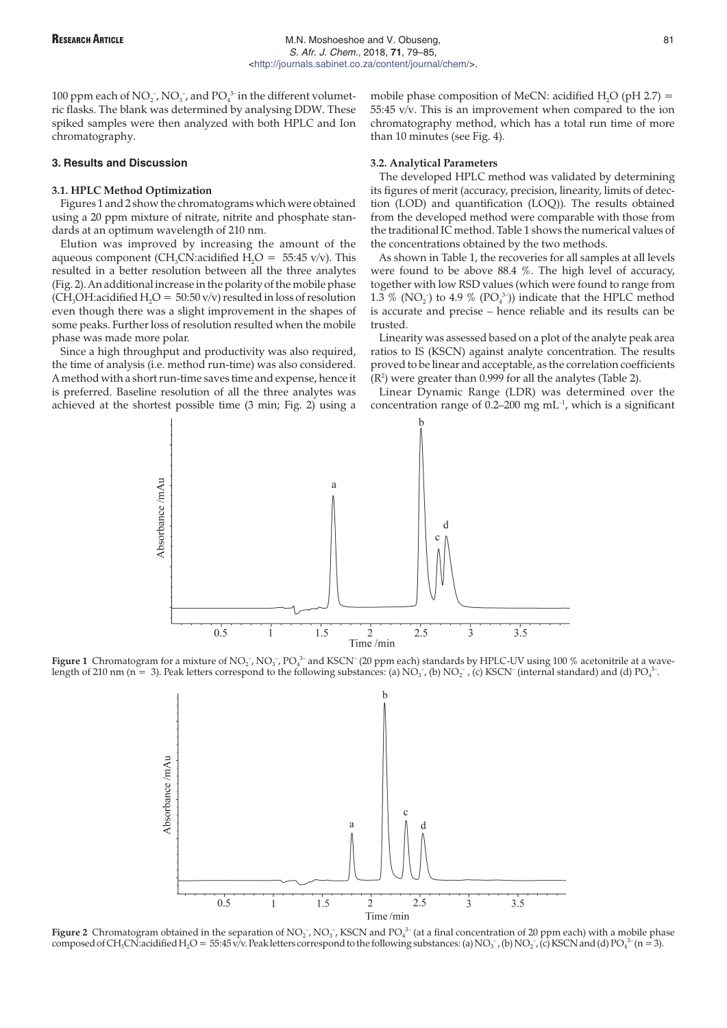100 ppm each of $NO_2^-$, $NO_3^-$, and $PO_4^{3-}$ in the different volumetric flasks. The blank was determined by analysing DDW. These spiked samples were then analyzed with both HPLC and Ion chromatography.

## 3. Results and Discussion

### 3.1. HPLC Method Optimization

Figures 1 and 2 show the chromatograms which were obtained using a 20 ppm mixture of nitrate, nitrite and phosphate standards at an optimum wavelength of 210 nm.

Elution was improved by increasing the amount of the aqueous component ($CH_3CN$:acidified $H_2O$ = 55:45 v/v). This resulted in a better resolution between all the three analytes (Fig. 2). An additional increase in the polarity of the mobile phase ($CH_3OH$:acidified $H_2O$ = 50:50 v/v) resulted in loss of resolution even though there was a slight improvement in the shapes of some peaks. Further loss of resolution resulted when the mobile phase was made more polar.

Since a high throughput and productivity was also required, the time of analysis (i.e. method run-time) was also considered. A method with a short run-time saves time and expense, hence it is preferred. Baseline resolution of all the three analytes was achieved at the shortest possible time (3 min; Fig. 2) using a mobile phase composition of MeCN: acidified $H_2O$ (pH 2.7) = 55:45 v/v. This is an improvement when compared to the ion chromatography method, which has a total run time of more than 10 minutes (see Fig. 4).

### 3.2. Analytical Parameters

The developed HPLC method was validated by determining its figures of merit (accuracy, precision, linearity, limits of detection (LOD) and quantification (LOQ)). The results obtained from the developed method were comparable with those from the traditional IC method. Table 1 shows the numerical values of the concentrations obtained by the two methods.

As shown in Table 1, the recoveries for all samples at all levels were found to be above 88.4 %. The high level of accuracy, together with low RSD values (which were found to range from 1.3 % ($NO_2^-$) to 4.9 % ($PO_4^{3-}$)) indicate that the HPLC method is accurate and precise – hence reliable and its results can be trusted.

Linearity was assessed based on a plot of the analyte peak area ratios to IS (KSCN) against analyte concentration. The results proved to be linear and acceptable, as the correlation coefficients ($R^2$) were greater than 0.999 for all the analytes (Table 2).

Linear Dynamic Range (LDR) was determined over the concentration range of 0.2–200 mg $mL^{-1}$, which is a significant

**Figure 1** Chromatogram for a mixture of $NO_2^-$, $NO_3^-$, $PO_4^{3-}$ and $KSCN^-$ (20 ppm each) standards by HPLC-UV using 100 % acetonitrile at a wavelength of 210 nm (n = 3). Peak letters correspond to the following substances: (a) $NO_3^-$, (b) $NO_2^-$, (c) $KSCN^-$ (internal standard) and (d) $PO_4^{3-}$.

**Figure 2** Chromatogram obtained in the separation of $NO_2^-$, $NO_3^-$, KSCN and $PO_4^{3-}$ (at a final concentration of 20 ppm each) with a mobile phase composed of $CH_3CN$:acidified $H_2O$ = 55:45 v/v. Peak letters correspond to the following substances: (a) $NO_3^-$, (b) $NO_2^-$, (c) KSCN and (d) $PO_4^{3-}$ (n = 3).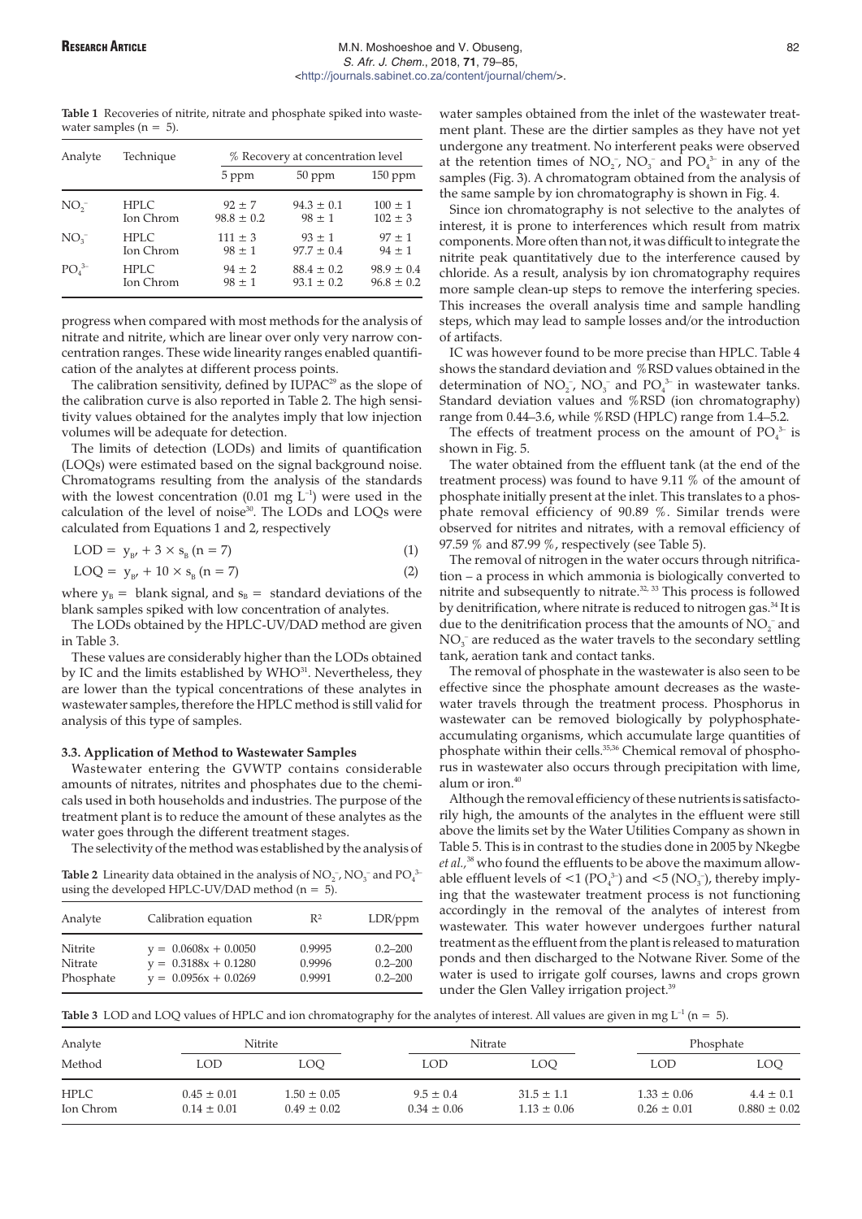**Table 1** Recoveries of nitrite, nitrate and phosphate spiked into wastewater samples (n = 5).

| Analyte | Technique | % Recovery at concentration level | | |
|---|---|---|---|---|
| | | 5 ppm | 50 ppm | 150 ppm |
| $NO_2^-$ | HPLC | 92 ± 7 | 94.3 ± 0.1 | 100 ± 1 |
| | Ion Chrom | 98.8 ± 0.2 | 98 ± 1 | 102 ± 3 |
| $NO_3^-$ | HPLC | 111 ± 3 | 93 ± 1 | 97 ± 1 |
| | Ion Chrom | 98 ± 1 | 97.7 ± 0.4 | 94 ± 1 |
| $PO_4^{3-}$ | HPLC | 94 ± 2 | 88.4 ± 0.2 | 98.9 ± 0.4 |
| | Ion Chrom | 98 ± 1 | 93.1 ± 0.2 | 96.8 ± 0.2 |

progress when compared with most methods for the analysis of nitrate and nitrite, which are linear over only very narrow concentration ranges. These wide linearity ranges enabled quantification of the analytes at different process points.

The calibration sensitivity, defined by IUPAC[29] as the slope of the calibration curve is also reported in Table 2. The high sensitivity values obtained for the analytes imply that low injection volumes will be adequate for detection.

The limits of detection (LODs) and limits of quantification (LOQs) were estimated based on the signal background noise. Chromatograms resulting from the analysis of the standards with the lowest concentration (0.01 mg $L^{-1}$) were used in the calculation of the level of noise[30]. The LODs and LOQs were calculated from Equations 1 and 2, respectively

$$LOD = y_{B'} + 3 \times s_B \; (n = 7) \tag{1}$$

$$LOQ = y_{B'} + 10 \times s_B \; (n = 7) \tag{2}$$

where $y_B$ = blank signal, and $s_B$ = standard deviations of the blank samples spiked with low concentration of analytes.

The LODs obtained by the HPLC-UV/DAD method are given in Table 3.

These values are considerably higher than the LODs obtained by IC and the limits established by WHO[31]. Nevertheless, they are lower than the typical concentrations of these analytes in wastewater samples, therefore the HPLC method is still valid for analysis of this type of samples.

### 3.3. Application of Method to Wastewater Samples

Wastewater entering the GVWTP contains considerable amounts of nitrates, nitrites and phosphates due to the chemicals used in both households and industries. The purpose of the treatment plant is to reduce the amount of these analytes as the water goes through the different treatment stages.

The selectivity of the method was established by the analysis of water samples obtained from the inlet of the wastewater treatment plant. These are the dirtier samples as they have not yet undergone any treatment. No interferent peaks were observed at the retention times of $NO_2^-$, $NO_3^-$ and $PO_4^{3-}$ in any of the samples (Fig. 3). A chromatogram obtained from the analysis of the same sample by ion chromatography is shown in Fig. 4.

Since ion chromatography is not selective to the analytes of interest, it is prone to interferences which result from matrix components. More often than not, it was difficult to integrate the nitrite peak quantitatively due to the interference caused by chloride. As a result, analysis by ion chromatography requires more sample clean-up steps to remove the interfering species. This increases the overall analysis time and sample handling steps, which may lead to sample losses and/or the introduction of artifacts.

IC was however found to be more precise than HPLC. Table 4 shows the standard deviation and %RSD values obtained in the determination of $NO_2^-$, $NO_3^-$ and $PO_4^{3-}$ in wastewater tanks. Standard deviation values and %RSD (ion chromatography) range from 0.44–3.6, while %RSD (HPLC) range from 1.4–5.2.

The effects of treatment process on the amount of $PO_4^{3-}$ is shown in Fig. 5.

The water obtained from the effluent tank (at the end of the treatment process) was found to have 9.11 % of the amount of phosphate initially present at the inlet. This translates to a phosphate removal efficiency of 90.89 %. Similar trends were observed for nitrites and nitrates, with a removal efficiency of 97.59 % and 87.99 %, respectively (see Table 5).

The removal of nitrogen in the water occurs through nitrification – a process in which ammonia is biologically converted to nitrite and subsequently to nitrate.[32, 33] This process is followed by denitrification, where nitrate is reduced to nitrogen gas.[34] It is due to the denitrification process that the amounts of $NO_2^-$ and $NO_3^-$ are reduced as the water travels to the secondary settling tank, aeration tank and contact tanks.

The removal of phosphate in the wastewater is also seen to be effective since the phosphate amount decreases as the wastewater travels through the treatment process. Phosphorus in wastewater can be removed biologically by polyphosphate-accumulating organisms, which accumulate large quantities of phosphate within their cells.[35,36] Chemical removal of phosphorus in wastewater also occurs through precipitation with lime, alum or iron.[40]

Although the removal efficiency of these nutrients is satisfactorily high, the amounts of the analytes in the effluent were still above the limits set by the Water Utilities Company as shown in Table 5. This is in contrast to the studies done in 2005 by Nkegbe *et al.*,[38] who found the effluents to be above the maximum allowable effluent levels of <1 ($PO_4^{3-}$) and <5 ($NO_3^-$), thereby implying that the wastewater treatment process is not functioning accordingly in the removal of the analytes of interest from wastewater. This water however undergoes further natural treatment as the effluent from the plant is released to maturation ponds and then discharged to the Notwane River. Some of the water is used to irrigate golf courses, lawns and crops grown under the Glen Valley irrigation project.[39]

**Table 2** Linearity data obtained in the analysis of $NO_2^-$, $NO_3^-$ and $PO_4^{3-}$ using the developed HPLC-UV/DAD method (n = 5).

| Analyte | Calibration equation | $R^2$ | LDR/ppm |
|---|---|---|---|
| Nitrite | $y = 0.0608x + 0.0050$ | 0.9995 | 0.2–200 |
| Nitrate | $y = 0.3188x + 0.1280$ | 0.9996 | 0.2–200 |
| Phosphate | $y = 0.0956x + 0.0269$ | 0.9991 | 0.2–200 |

**Table 3** LOD and LOQ values of HPLC and ion chromatography for the analytes of interest. All values are given in mg $L^{-1}$ (n = 5).

| Analyte | Nitrite | | Nitrate | | Phosphate | |
|---|---|---|---|---|---|---|
| Method | LOD | LOQ | LOD | LOQ | LOD | LOQ |
| HPLC | 0.45 ± 0.01 | 1.50 ± 0.05 | 9.5 ± 0.4 | 31.5 ± 1.1 | 1.33 ± 0.06 | 4.4 ± 0.1 |
| Ion Chrom | 0.14 ± 0.01 | 0.49 ± 0.02 | 0.34 ± 0.06 | 1.13 ± 0.06 | 0.26 ± 0.01 | 0.880 ± 0.02 |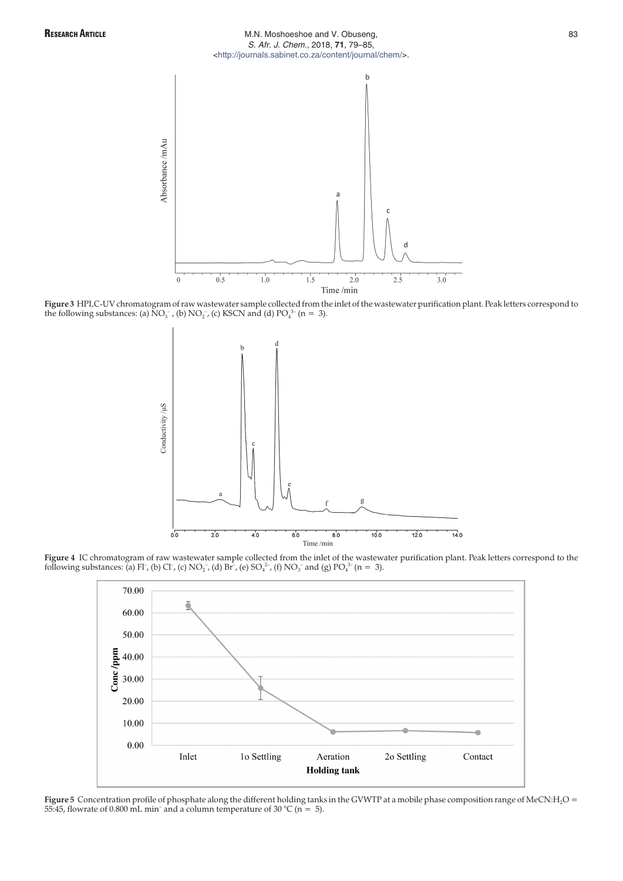**Figure 3** HPLC-UV chromatogram of raw wastewater sample collected from the inlet of the wastewater purification plant. Peak letters correspond to the following substances: (a) $NO_3^-$, (b) $NO_2^-$, (c) KSCN and (d) $PO_4^{3-}$ (n = 3).

**Figure 4** IC chromatogram of raw wastewater sample collected from the inlet of the wastewater purification plant. Peak letters correspond to the following substances: (a) $Fl^-$, (b) $Cl^-$, (c) $NO_2^-$, (d) $Br^-$, (e) $SO_4^{2-}$, (f) $NO_3^-$ and (g) $PO_4^{3-}$ (n = 3).

**Figure 5** Concentration profile of phosphate along the different holding tanks in the GVWTP at a mobile phase composition range of $MeCN:H_2O$ = 55:45, flowrate of 0.800 mL min$^-$ and a column temperature of 30 °C (n = 5).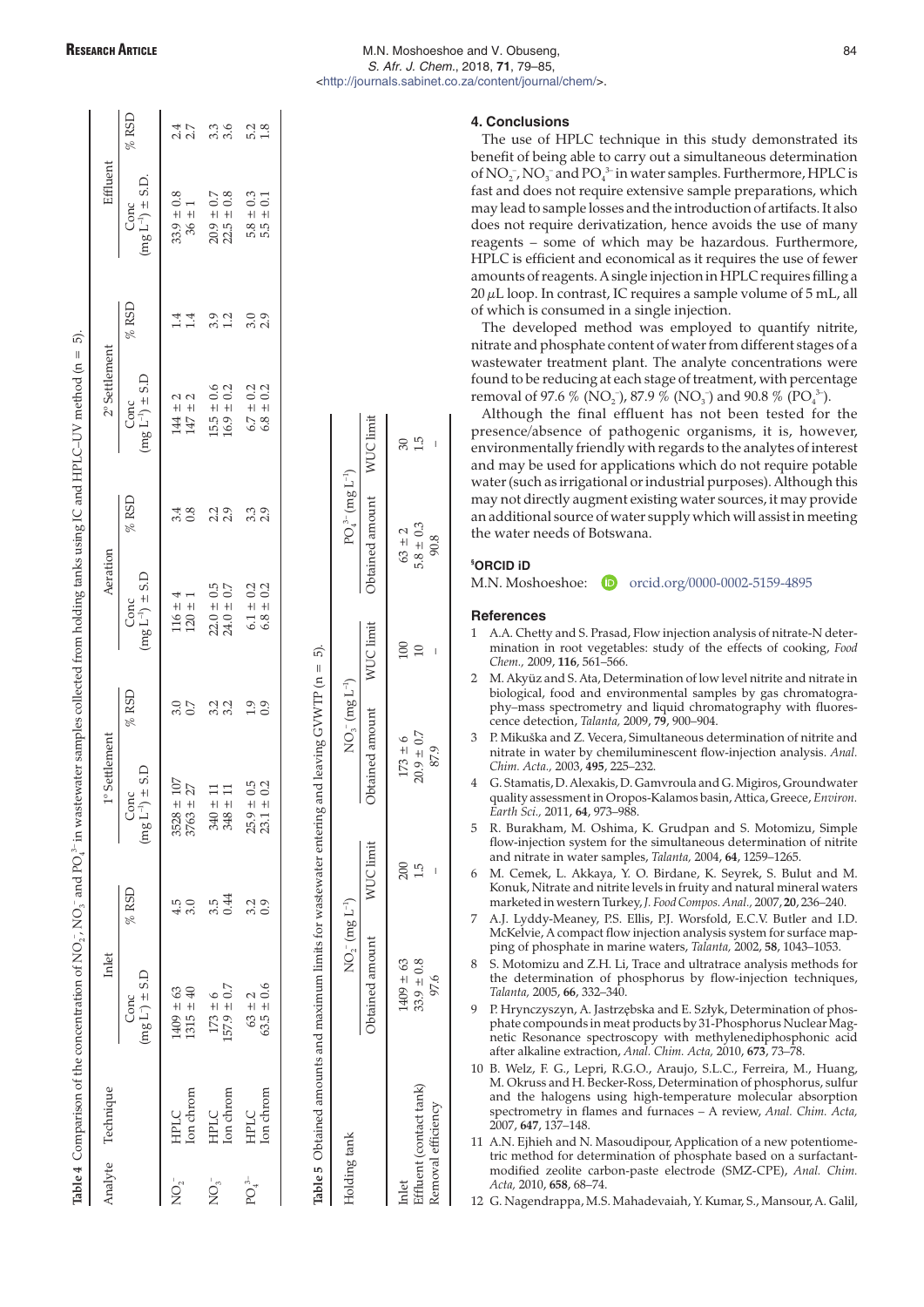**Table 4** Comparison of the concentration of $NO_2^-$, $NO_3^-$ and $PO_4^{3-}$ in wastewater samples collected from holding tanks using IC and HPLC–UV method (n = 5).

| Analyte | Technique | Inlet | | 1° Settlement | | Aeration | | 2° Settlement | | Effluent | |
|---|---|---|---|---|---|---|---|---|---|---|---|
| | | Conc ($mg\ L^{-1}$) ± S.D | % RSD | Conc ($mg\ L^{-1}$) ± S.D | % RSD | Conc ($mg\ L^{-1}$) ± S.D | % RSD | Conc ($mg\ L^{-1}$) ± S.D | % RSD | Conc ($mg\ L^{-1}$) ± S.D. | % RSD |
| $NO_2^-$ | HPLC | 1409 ± 63 | 4.5 | 3528 ± 107 | 3.0 | 116 ± 4 | 3.4 | 144 ± 2 | 1.4 | 33.9 ± 0.8 | 2.4 |
| | Ion chrom | 1315 ± 40 | 3.0 | 3763 ± 27 | 0.7 | 120 ± 1 | 0.8 | 147 ± 2 | 1.4 | 36 ± 1 | 2.7 |
| $NO_3^-$ | HPLC | 173 ± 6 | 3.5 | 340 ± 11 | 3.2 | 22.0 ± 0.5 | 2.2 | 15.5 ± 0.6 | 3.9 | 20.9 ± 0.7 | 3.3 |
| | Ion chrom | 157.9 ± 0.7 | 0.44 | 348 ± 11 | 3.2 | 24.0 ± 0.7 | 2.9 | 16.9 ± 0.2 | 1.2 | 22.5 ± 0.8 | 3.6 |
| $PO_4^{3-}$ | HPLC | 63 ± 2 | 3.2 | 25.9 ± 0.5 | 1.9 | 6.1 ± 0.2 | 3.3 | 6.7 ± 0.2 | 3.0 | 5.8 ± 0.3 | 5.2 |
| | Ion chrom | 63.5 ± 0.6 | 0.9 | 23.1 ± 0.2 | 0.9 | 6.8 ± 0.2 | 2.9 | 6.8 ± 0.2 | 2.9 | 5.5 ± 0.1 | 1.8 |

**Table 5** Obtained amounts and maximum limits for wastewater entering and leaving GVWTP (n = 5).

| Holding tank | $NO_2^-$ ($mg\ L^{-1}$) | | $NO_3^-$ ($mg\ L^{-1}$) | | $PO_4^{3-}$ ($mg\ L^{-1}$) | |
|---|---|---|---|---|---|---|
| | Obtained amount | WUC limit | Obtained amount | WUC limit | Obtained amount | WUC limit |
| Inlet | 1409 ± 63 | 200 | 173 ± 6 | 100 | 63 ± 2 | 30 |
| Effluent (contact tank) | 33.9 ± 0.8 | 1.5 | 20.9 ± 0.7 | 10 | 5.8 ± 0.3 | 1.5 |
| Removal efficiency | 97.6 | – | 87.9 | – | 90.8 | – |

## 4. Conclusions

The use of HPLC technique in this study demonstrated its benefit of being able to carry out a simultaneous determination of $NO_2^-$, $NO_3^-$ and $PO_4^{3-}$ in water samples. Furthermore, HPLC is fast and does not require extensive sample preparations, which may lead to sample losses and the introduction of artifacts. It also does not require derivatization, hence avoids the use of many reagents – some of which may be hazardous. Furthermore, HPLC is efficient and economical as it requires the use of fewer amounts of reagents. A single injection in HPLC requires filling a 20 µL loop. In contrast, IC requires a sample volume of 5 mL, all of which is consumed in a single injection.

The developed method was employed to quantify nitrite, nitrate and phosphate content of water from different stages of a wastewater treatment plant. The analyte concentrations were found to be reducing at each stage of treatment, with percentage removal of 97.6 % ($NO_2^-$), 87.9 % ($NO_3^-$) and 90.8 % ($PO_4^{3-}$).

Although the final effluent has not been tested for the presence/absence of pathogenic organisms, it is, however, environmentally friendly with regards to the analytes of interest and may be used for applications which do not require potable water (such as irrigational or industrial purposes). Although this may not directly augment existing water sources, it may provide an additional source of water supply which will assist in meeting the water needs of Botswana.

### §ORCID iD

M.N. Moshoeshoe: orcid.org/0000-0002-5159-4895

### References

1 A.A. Chetty and S. Prasad, Flow injection analysis of nitrate-N determination in root vegetables: study of the effects of cooking, *Food Chem.,* 2009, **116**, 561–566.

2 M. Akyüz and S. Ata, Determination of low level nitrite and nitrate in biological, food and environmental samples by gas chromatography–mass spectrometry and liquid chromatography with fluorescence detection, *Talanta,* 2009, **79**, 900–904.

3 P. Mikuška and Z. Vecera, Simultaneous determination of nitrite and nitrate in water by chemiluminescent flow-injection analysis. *Anal. Chim. Acta.,* 2003, **495**, 225–232.

4 G. Stamatis, D. Alexakis, D. Gamvroula and G. Migiros, Groundwater quality assessment in Oropos-Kalamos basin, Attica, Greece, *Environ. Earth Sci.,* 2011, **64**, 973–988.

5 R. Burakham, M. Oshima, K. Grudpan and S. Motomizu, Simple flow-injection system for the simultaneous determination of nitrite and nitrate in water samples, *Talanta,* 2004, **64**, 1259–1265.

6 M. Cemek, L. Akkaya, Y. O. Birdane, K. Seyrek, S. Bulut and M. Konuk, Nitrate and nitrite levels in fruity and natural mineral waters marketed in western Turkey, *J. Food Compos. Anal.,* 2007, **20**, 236–240.

7 A.J. Lyddy-Meaney, P.S. Ellis, P.J. Worsfold, E.C.V. Butler and I.D. McKelvie, A compact flow injection analysis system for surface mapping of phosphate in marine waters, *Talanta,* 2002, **58**, 1043–1053.

8 S. Motomizu and Z.H. Li, Trace and ultratrace analysis methods for the determination of phosphorus by flow-injection techniques, *Talanta,* 2005, **66**, 332–340.

9 P. Hrynczyszyn, A. Jastrzębska and E. Szłyk, Determination of phosphate compounds in meat products by 31-Phosphorus Nuclear Magnetic Resonance spectroscopy with methylenediphosphonic acid after alkaline extraction, *Anal. Chim. Acta,* 2010, **673**, 73–78.

10 B. Welz, F. G., Lepri, R.G.O., Araujo, S.L.C., Ferreira, M., Huang, M. Okruss and H. Becker-Ross, Determination of phosphorus, sulfur and the halogens using high-temperature molecular absorption spectrometry in flames and furnaces – A review, *Anal. Chim. Acta,* 2007, **647**, 137–148.

11 A.N. Ejhieh and N. Masoudipour, Application of a new potentiometric method for determination of phosphate based on a surfactant-modified zeolite carbon-paste electrode (SMZ-CPE), *Anal. Chim. Acta,* 2010, **658**, 68–74.

12 G. Nagendrappa, M.S. Mahadevaiah, Y. Kumar, S., Mansour, A. Galil,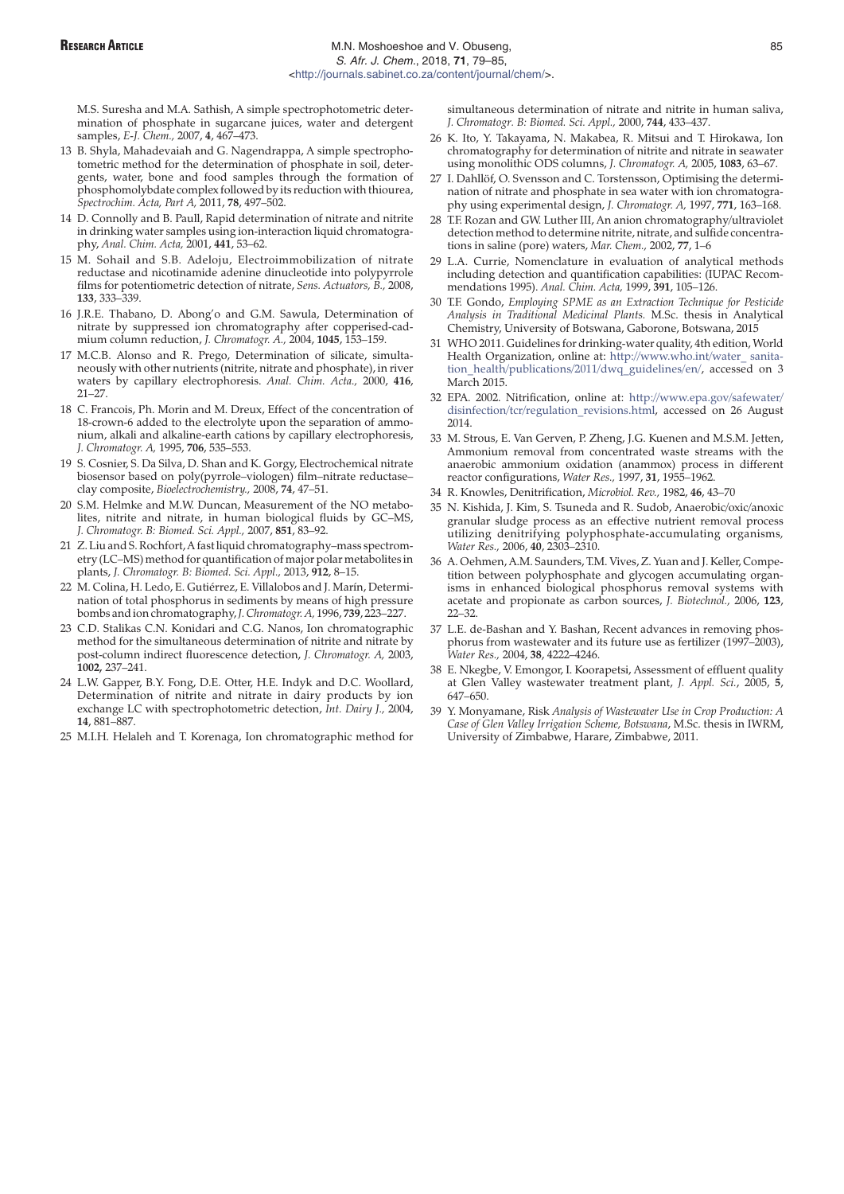M.S. Suresha and M.A. Sathish, A simple spectrophotometric determination of phosphate in sugarcane juices, water and detergent samples, *E-J. Chem.,* 2007, **4**, 467–473.

13 B. Shyla, Mahadevaiah and G. Nagendrappa, A simple spectrophotometric method for the determination of phosphate in soil, detergents, water, bone and food samples through the formation of phosphomolybdate complex followed by its reduction with thiourea, *Spectrochim. Acta, Part A,* 2011, **78**, 497–502.

14 D. Connolly and B. Paull, Rapid determination of nitrate and nitrite in drinking water samples using ion-interaction liquid chromatography, *Anal. Chim. Acta,* 2001, **441**, 53–62.

15 M. Sohail and S.B. Adeloju, Electroimmobilization of nitrate reductase and nicotinamide adenine dinucleotide into polypyrrole films for potentiometric detection of nitrate, *Sens. Actuators, B.,* 2008, **133**, 333–339.

16 J.R.E. Thabano, D. Abong'o and G.M. Sawula, Determination of nitrate by suppressed ion chromatography after copperised-cadmium column reduction, *J. Chromatogr. A.,* 2004, **1045**, 153–159.

17 M.C.B. Alonso and R. Prego, Determination of silicate, simultaneously with other nutrients (nitrite, nitrate and phosphate), in river waters by capillary electrophoresis. *Anal. Chim. Acta.,* 2000, **416**, 21–27.

18 C. Francois, Ph. Morin and M. Dreux, Effect of the concentration of 18-crown-6 added to the electrolyte upon the separation of ammonium, alkali and alkaline-earth cations by capillary electrophoresis, *J. Chromatogr. A,* 1995, **706**, 535–553.

19 S. Cosnier, S. Da Silva, D. Shan and K. Gorgy, Electrochemical nitrate biosensor based on poly(pyrrole–viologen) film–nitrate reductase–clay composite, *Bioelectrochemistry.,* 2008, **74**, 47–51.

20 S.M. Helmke and M.W. Duncan, Measurement of the NO metabolites, nitrite and nitrate, in human biological fluids by GC–MS, *J. Chromatogr. B: Biomed. Sci. Appl.,* 2007, **851**, 83–92.

21 Z. Liu and S. Rochfort, A fast liquid chromatography–mass spectrometry (LC–MS) method for quantification of major polar metabolites in plants, *J. Chromatogr. B: Biomed. Sci. Appl.,* 2013, **912**, 8–15.

22 M. Colina, H. Ledo, E. Gutiérrez, E. Villalobos and J. Marín, Determination of total phosphorus in sediments by means of high pressure bombs and ion chromatography, *J. Chromatogr. A,* 1996, **739**, 223–227.

23 C.D. Stalikas C.N. Konidari and C.G. Nanos, Ion chromatographic method for the simultaneous determination of nitrite and nitrate by post-column indirect fluorescence detection, *J. Chromatogr. A,* 2003, **1002,** 237–241.

24 L.W. Gapper, B.Y. Fong, D.E. Otter, H.E. Indyk and D.C. Woollard, Determination of nitrite and nitrate in dairy products by ion exchange LC with spectrophotometric detection, *Int. Dairy J.,* 2004, **14**, 881–887.

25 M.I.H. Helaleh and T. Korenaga, Ion chromatographic method for simultaneous determination of nitrate and nitrite in human saliva, *J. Chromatogr. B: Biomed. Sci. Appl.,* 2000, **744**, 433–437.

26 K. Ito, Y. Takayama, N. Makabea, R. Mitsui and T. Hirokawa, Ion chromatography for determination of nitrite and nitrate in seawater using monolithic ODS columns, *J. Chromatogr. A,* 2005, **1083**, 63–67.

27 I. Dahllöf, O. Svensson and C. Torstensson, Optimising the determination of nitrate and phosphate in sea water with ion chromatography using experimental design, *J. Chromatogr. A,* 1997, **771**, 163–168.

28 T.F. Rozan and GW. Luther III, An anion chromatography/ultraviolet detection method to determine nitrite, nitrate, and sulfide concentrations in saline (pore) waters, *Mar. Chem.,* 2002, **77**, 1–6

29 L.A. Currie, Nomenclature in evaluation of analytical methods including detection and quantification capabilities: (IUPAC Recommendations 1995). *Anal. Chim. Acta,* 1999, **391**, 105–126.

30 T.F. Gondo, *Employing SPME as an Extraction Technique for Pesticide Analysis in Traditional Medicinal Plants.* M.Sc. thesis in Analytical Chemistry, University of Botswana, Gaborone, Botswana, 2015

31 WHO 2011. Guidelines for drinking-water quality, 4th edition, World Health Organization, online at: http://www.who.int/water_ sanitation_health/publications/2011/dwq_guidelines/en/, accessed on 3 March 2015.

32 EPA. 2002. Nitrification, online at: http://www.epa.gov/safewater/disinfection/tcr/regulation_revisions.html, accessed on 26 August 2014.

33 M. Strous, E. Van Gerven, P. Zheng, J.G. Kuenen and M.S.M. Jetten, Ammonium removal from concentrated waste streams with the anaerobic ammonium oxidation (anammox) process in different reactor configurations, *Water Res.,* 1997, **31**, 1955–1962.

34 R. Knowles, Denitrification, *Microbiol. Rev.,* 1982, **46**, 43–70

35 N. Kishida, J. Kim, S. Tsuneda and R. Sudob, Anaerobic/oxic/anoxic granular sludge process as an effective nutrient removal process utilizing denitrifying polyphosphate-accumulating organisms, *Water Res.,* 2006, **40**, 2303–2310.

36 A. Oehmen, A.M. Saunders, T.M. Vives, Z. Yuan and J. Keller, Competition between polyphosphate and glycogen accumulating organisms in enhanced biological phosphorus removal systems with acetate and propionate as carbon sources, *J. Biotechnol.,* 2006, **123**, 22–32.

37 L.E. de-Bashan and Y. Bashan, Recent advances in removing phosphorus from wastewater and its future use as fertilizer (1997–2003), *Water Res.,* 2004, **38**, 4222–4246.

38 E. Nkegbe, V. Emongor, I. Koorapetsi, Assessment of effluent quality at Glen Valley wastewater treatment plant, *J. Appl. Sci.,* 2005, **5**, 647–650.

39 Y. Monyamane, Risk *Analysis of Wastewater Use in Crop Production: A Case of Glen Valley Irrigation Scheme, Botswana*, M.Sc. thesis in IWRM, University of Zimbabwe, Harare, Zimbabwe, 2011.